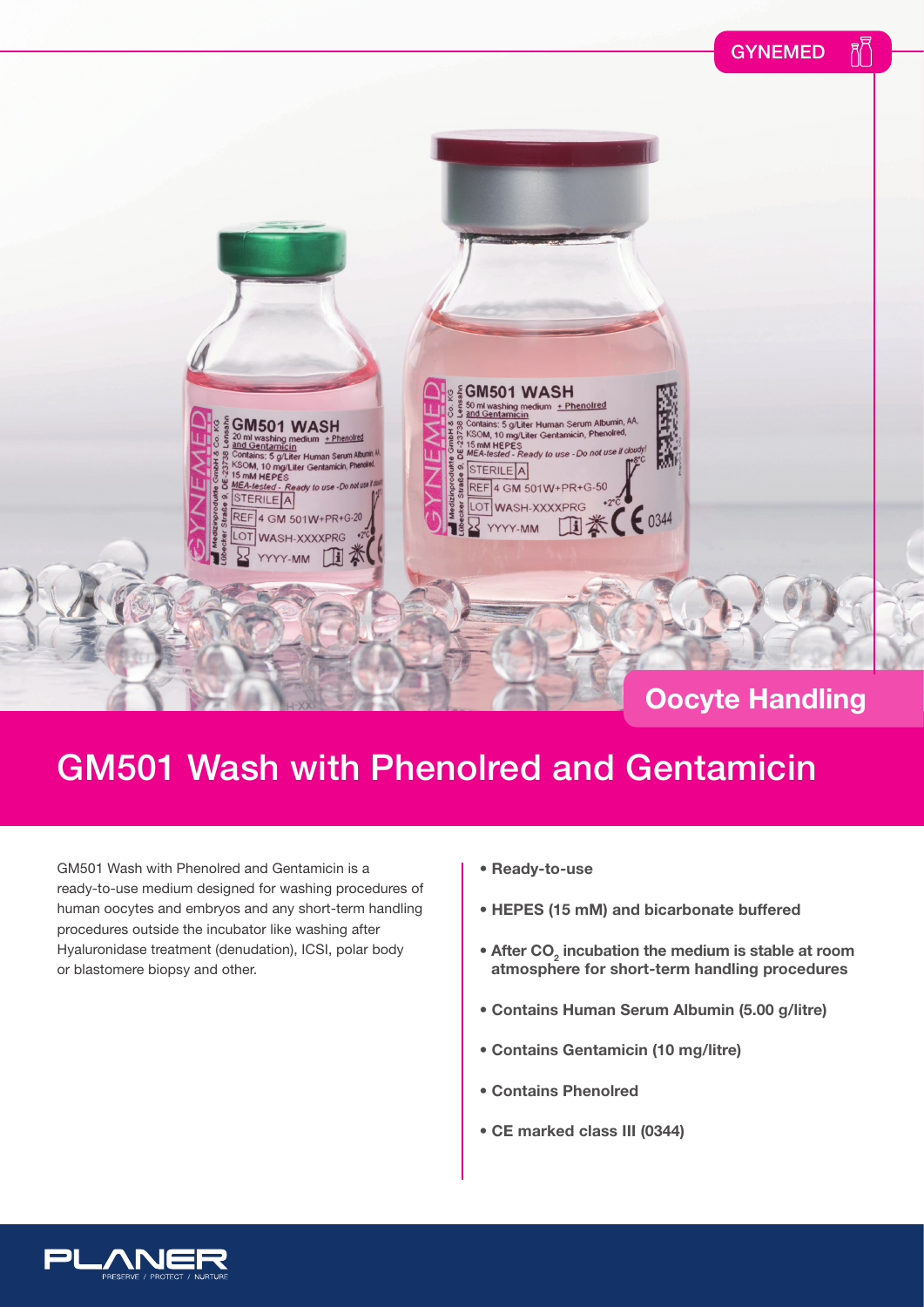GYNEMED

Oocyte Handling

# GM501 Wash with Phenolred and Gentamicin

GM501 Wash with Phenolred and Gentamicin is a ready-to-use medium designed for washing procedures of human oocytes and embryos and any short-term handling procedures outside the incubator like washing after Hyaluronidase treatment (denudation), ICSI, polar body or blastomere biopsy and other.

- **Ready-to-use**
- **HEPES (15 mM) and bicarbonate buffered**
- **After $CO_2$ incubation the medium is stable at room atmosphere for short-term handling procedures**
- **Contains Human Serum Albumin (5.00 g/litre)**
- **Contains Gentamicin (10 mg/litre)**
- **Contains Phenolred**
- **CE marked class III (0344)**

PLANER
PRESERVE / PROTECT / NURTURE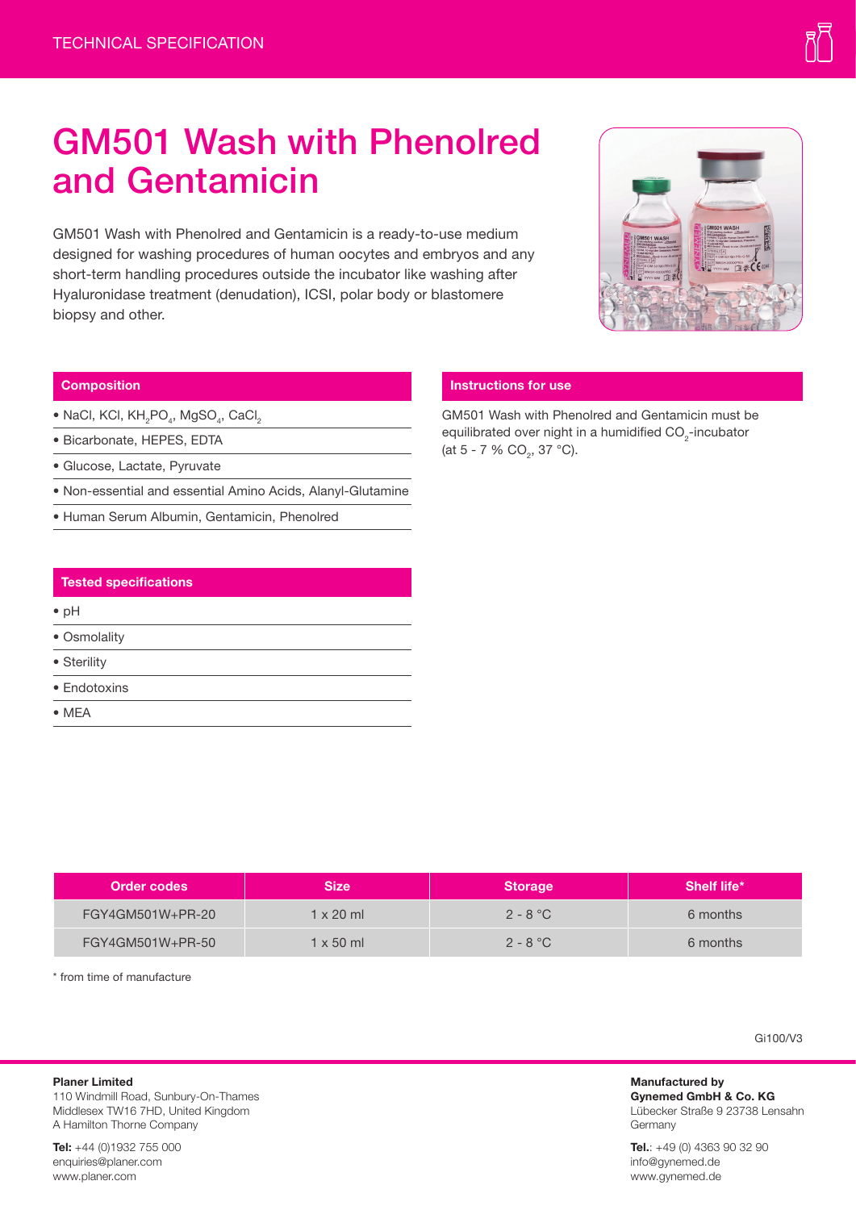TECHNICAL SPECIFICATION

# GM501 Wash with Phenolred and Gentamicin

GM501 Wash with Phenolred and Gentamicin is a ready-to-use medium designed for washing procedures of human oocytes and embryos and any short-term handling procedures outside the incubator like washing after Hyaluronidase treatment (denudation), ICSI, polar body or blastomere biopsy and other.

## Composition

- NaCl, KCl, $KH_2PO_4$, $MgSO_4$, $CaCl_2$
- Bicarbonate, HEPES, EDTA
- Glucose, Lactate, Pyruvate
- Non-essential and essential Amino Acids, Alanyl-Glutamine
- Human Serum Albumin, Gentamicin, Phenolred

## Instructions for use

GM501 Wash with Phenolred and Gentamicin must be equilibrated over night in a humidified $CO_2$-incubator (at 5 - 7 % $CO_2$, 37 °C).

## Tested specifications

- pH
- Osmolality
- Sterility
- Endotoxins
- MEA

| Order codes | Size | Storage | Shelf life* |
|---|---|---|---|
| FGY4GM501W+PR-20 | 1 x 20 ml | 2 - 8 °C | 6 months |
| FGY4GM501W+PR-50 | 1 x 50 ml | 2 - 8 °C | 6 months |

\* from time of manufacture

Gi100/V3

**Planer Limited**
110 Windmill Road, Sunbury-On-Thames
Middlesex TW16 7HD, United Kingdom
A Hamilton Thorne Company

**Tel:** +44 (0)1932 755 000
enquiries@planer.com
www.planer.com

**Manufactured by**
**Gynemed GmbH & Co. KG**
Lübecker Straße 9 23738 Lensahn
Germany

**Tel.**: +49 (0) 4363 90 32 90
info@gynemed.de
www.gynemed.de